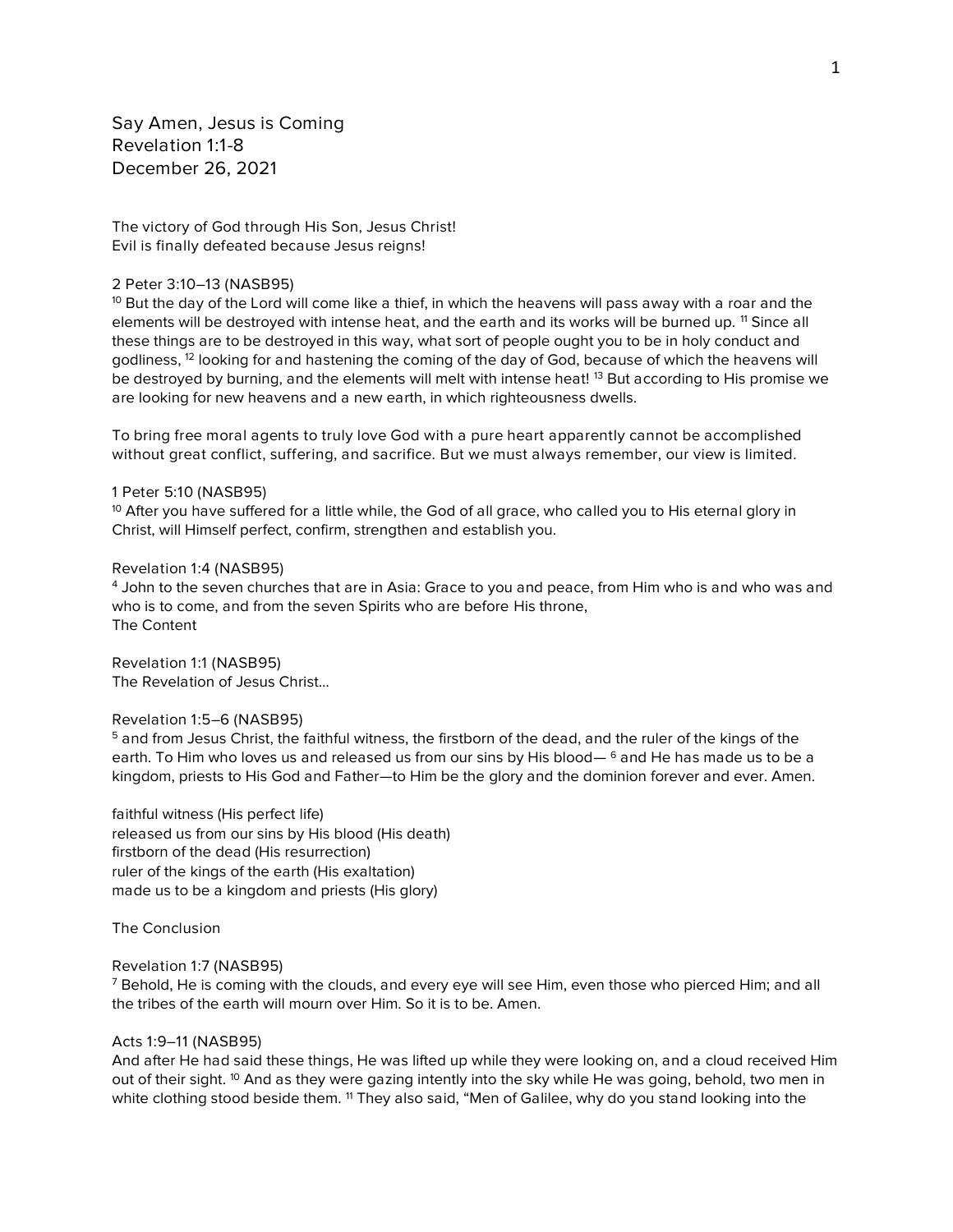# Say Amen, Jesus is Coming
## Revelation 1:1-8
## December 26, 2021

The victory of God through His Son, Jesus Christ!
Evil is finally defeated because Jesus reigns!

2 Peter 3:10–13 (NASB95)
[10] But the day of the Lord will come like a thief, in which the heavens will pass away with a roar and the elements will be destroyed with intense heat, and the earth and its works will be burned up. [11] Since all these things are to be destroyed in this way, what sort of people ought you to be in holy conduct and godliness, [12] looking for and hastening the coming of the day of God, because of which the heavens will be destroyed by burning, and the elements will melt with intense heat! [13] But according to His promise we are looking for new heavens and a new earth, in which righteousness dwells.

To bring free moral agents to truly love God with a pure heart apparently cannot be accomplished without great conflict, suffering, and sacrifice. But we must always remember, our view is limited.

1 Peter 5:10 (NASB95)
[10] After you have suffered for a little while, the God of all grace, who called you to His eternal glory in Christ, will Himself perfect, confirm, strengthen and establish you.

Revelation 1:4 (NASB95)
[4] John to the seven churches that are in Asia: Grace to you and peace, from Him who is and who was and who is to come, and from the seven Spirits who are before His throne,
The Content

Revelation 1:1 (NASB95)
The Revelation of Jesus Christ…

Revelation 1:5–6 (NASB95)
[5] and from Jesus Christ, the faithful witness, the firstborn of the dead, and the ruler of the kings of the earth. To Him who loves us and released us from our sins by His blood— [6] and He has made us to be a kingdom, priests to His God and Father—to Him be the glory and the dominion forever and ever. Amen.

faithful witness (His perfect life)
released us from our sins by His blood (His death)
firstborn of the dead (His resurrection)
ruler of the kings of the earth (His exaltation)
made us to be a kingdom and priests (His glory)

The Conclusion

Revelation 1:7 (NASB95)
[7] Behold, He is coming with the clouds, and every eye will see Him, even those who pierced Him; and all the tribes of the earth will mourn over Him. So it is to be. Amen.

Acts 1:9–11 (NASB95)
And after He had said these things, He was lifted up while they were looking on, and a cloud received Him out of their sight. [10] And as they were gazing intently into the sky while He was going, behold, two men in white clothing stood beside them. [11] They also said, "Men of Galilee, why do you stand looking into the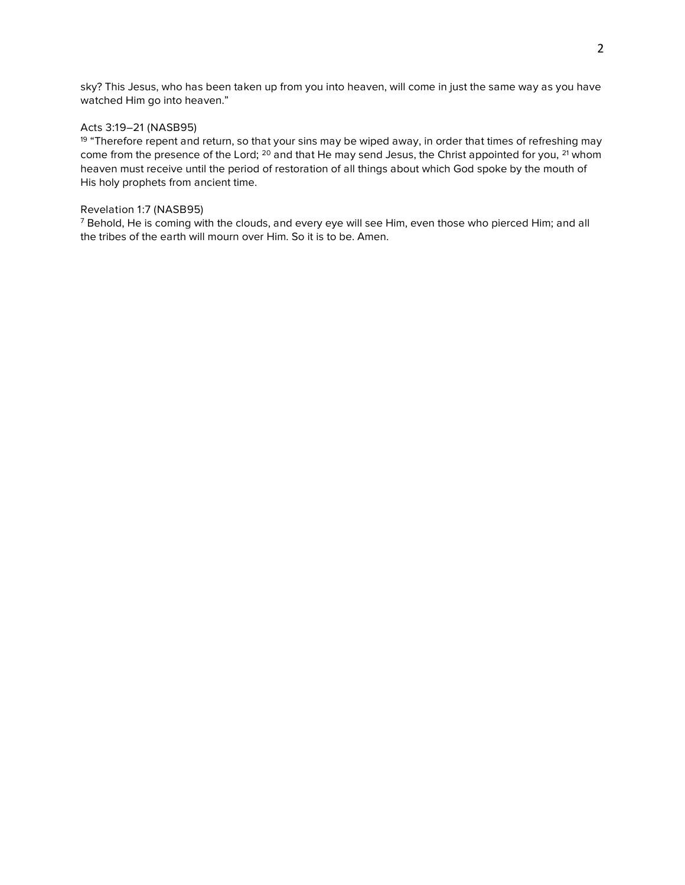sky? This Jesus, who has been taken up from you into heaven, will come in just the same way as you have watched Him go into heaven."

Acts 3:19–21 (NASB95)
[19] "Therefore repent and return, so that your sins may be wiped away, in order that times of refreshing may come from the presence of the Lord; [20] and that He may send Jesus, the Christ appointed for you, [21] whom heaven must receive until the period of restoration of all things about which God spoke by the mouth of His holy prophets from ancient time.

Revelation 1:7 (NASB95)
[7] Behold, He is coming with the clouds, and every eye will see Him, even those who pierced Him; and all the tribes of the earth will mourn over Him. So it is to be. Amen.